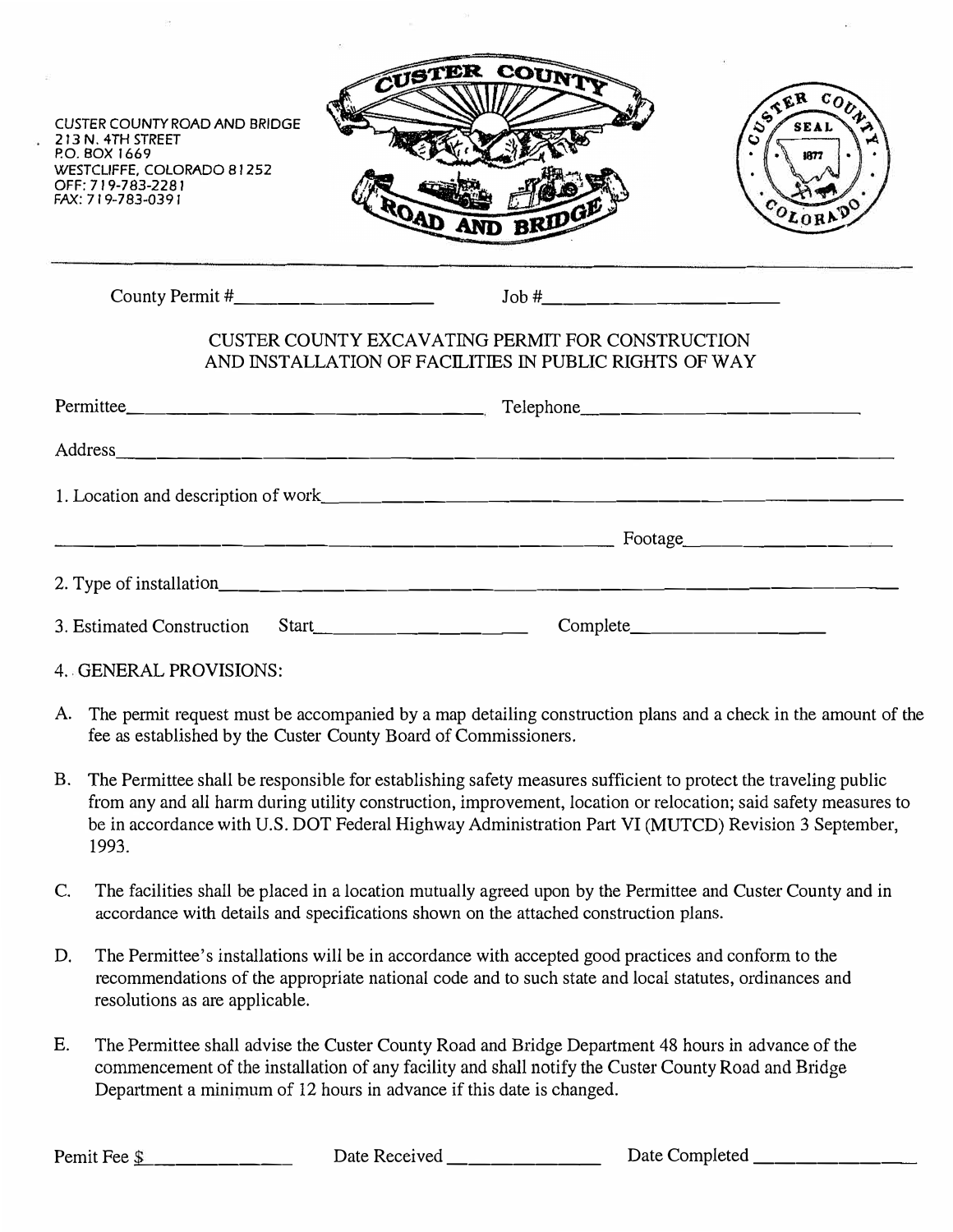CUSTER COUNTY ROAD AND BRIDGE
213 N. 4TH STREET
P.O. BOX 1669
WESTCLIFFE, COLORADO 81252
OFF: 719-783-2281
FAX: 719-783-0391

County Permit #____________________ Job #____________________

# CUSTER COUNTY EXCAVATING PERMIT FOR CONSTRUCTION AND INSTALLATION OF FACILITIES IN PUBLIC RIGHTS OF WAY

Permittee________________________________ Telephone________________________

Address______________________________________________________________

1. Location and description of work______________________________________________

______________________________________________________ Footage____________________

2. Type of installation__________________________________________________________

3. Estimated Construction Start____________________ Complete____________________

4. GENERAL PROVISIONS:

A. The permit request must be accompanied by a map detailing construction plans and a check in the amount of the fee as established by the Custer County Board of Commissioners.

B. The Permittee shall be responsible for establishing safety measures sufficient to protect the traveling public from any and all harm during utility construction, improvement, location or relocation; said safety measures to be in accordance with U.S. DOT Federal Highway Administration Part VI (MUTCD) Revision 3 September, 1993.

C. The facilities shall be placed in a location mutually agreed upon by the Permittee and Custer County and in accordance with details and specifications shown on the attached construction plans.

D. The Permittee's installations will be in accordance with accepted good practices and conform to the recommendations of the appropriate national code and to such state and local statutes, ordinances and resolutions as are applicable.

E. The Permittee shall advise the Custer County Road and Bridge Department 48 hours in advance of the commencement of the installation of any facility and shall notify the Custer County Road and Bridge Department a minimum of 12 hours in advance if this date is changed.

Pemit Fee $____________ Date Received ______________ Date Completed ______________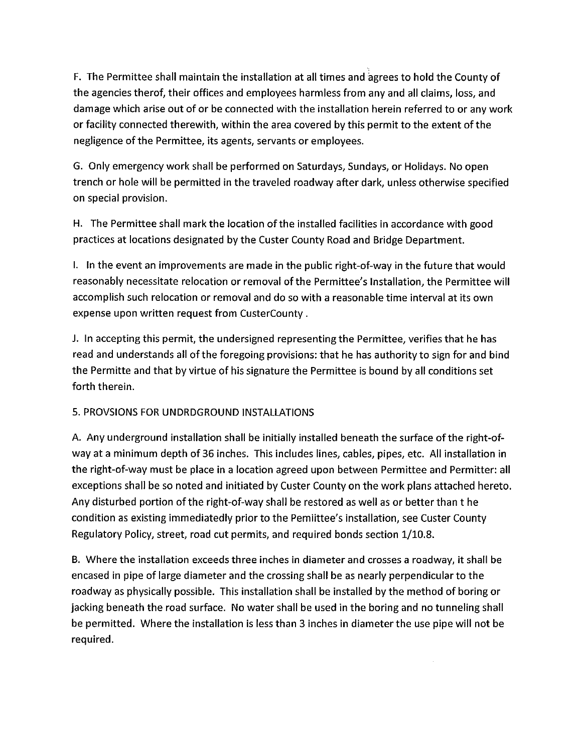F. The Permittee shall maintain the installation at all times and agrees to hold the County of the agencies therof, their offices and employees harmless from any and all claims, loss, and damage which arise out of or be connected with the installation herein referred to or any work or facility connected therewith, within the area covered by this permit to the extent of the negligence of the Permittee, its agents, servants or employees.

G. Only emergency work shall be performed on Saturdays, Sundays, or Holidays. No open trench or hole will be permitted in the traveled roadway after dark, unless otherwise specified on special provision.

H. The Permittee shall mark the location of the installed facilities in accordance with good practices at locations designated by the Custer County Road and Bridge Department.

I. In the event an improvements are made in the public right-of-way in the future that would reasonably necessitate relocation or removal of the Permittee's Installation, the Permittee will accomplish such relocation or removal and do so with a reasonable time interval at its own expense upon written request from CusterCounty .

J. In accepting this permit, the undersigned representing the Permittee, verifies that he has read and understands all of the foregoing provisions: that he has authority to sign for and bind the Permitte and that by virtue of his signature the Permittee is bound by all conditions set forth therein.

5. PROVSIONS FOR UNDRDGROUND INSTALLATIONS

A. Any underground installation shall be initially installed beneath the surface of the right-of-way at a minimum depth of 36 inches. This includes lines, cables, pipes, etc. All installation in the right-of-way must be place in a location agreed upon between Permittee and Permitter: all exceptions shall be so noted and initiated by Custer County on the work plans attached hereto. Any disturbed portion of the right-of-way shall be restored as well as or better than t he condition as existing immediatedly prior to the Pemiittee's installation, see Custer County Regulatory Policy, street, road cut permits, and required bonds section 1/10.8.

B. Where the installation exceeds three inches in diameter and crosses a roadway, it shall be encased in pipe of large diameter and the crossing shall be as nearly perpendicular to the roadway as physically possible. This installation shall be installed by the method of boring or jacking beneath the road surface. No water shall be used in the boring and no tunneling shall be permitted. Where the installation is less than 3 inches in diameter the use pipe will not be required.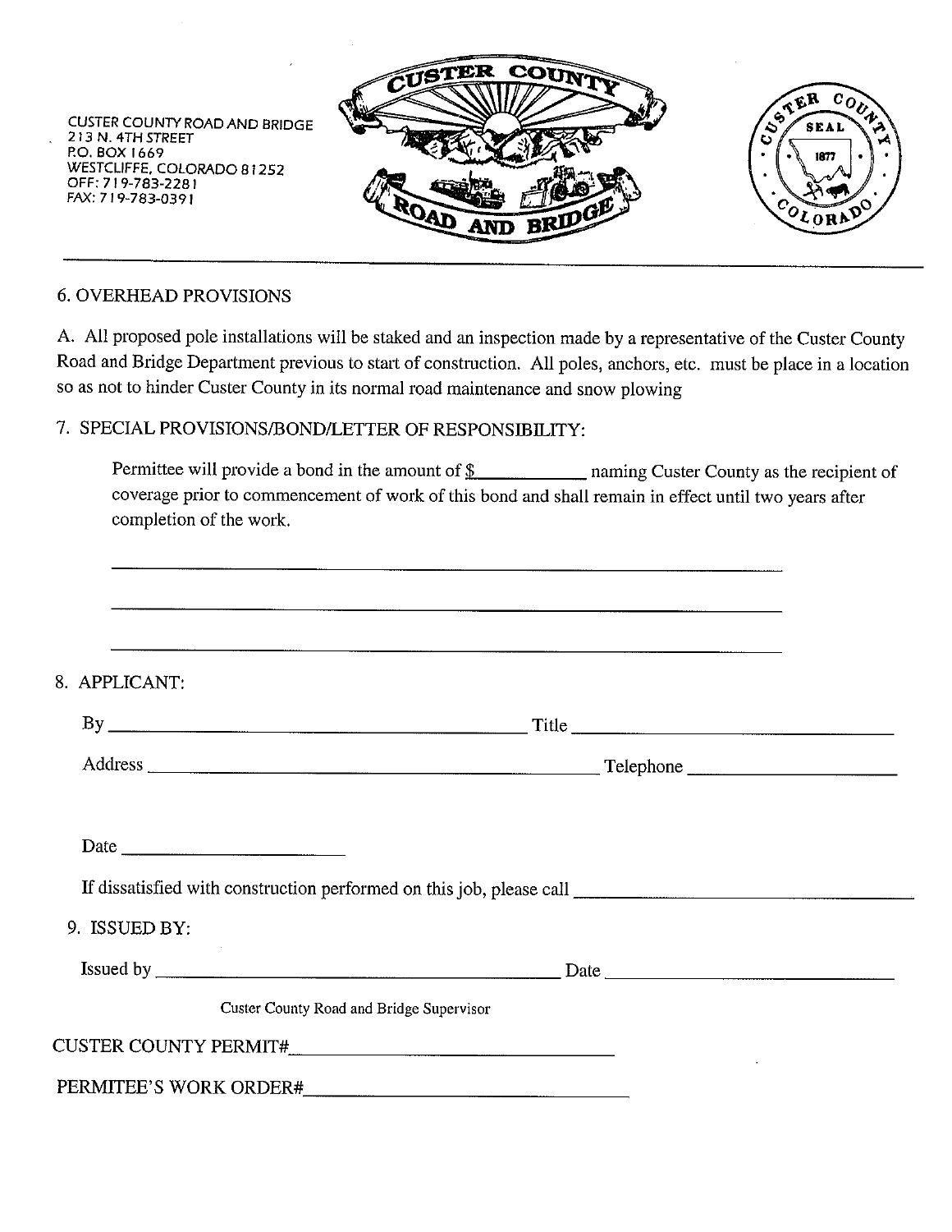CUSTER COUNTY ROAD AND BRIDGE
213 N. 4TH STREET
P.O. BOX 1669
WESTCLIFFE, COLORADO 81252
OFF: 719-783-2281
FAX: 719-783-0391

6. OVERHEAD PROVISIONS

A. All proposed pole installations will be staked and an inspection made by a representative of the Custer County Road and Bridge Department previous to start of construction. All poles, anchors, etc. must be place in a location so as not to hinder Custer County in its normal road maintenance and snow plowing

7. SPECIAL PROVISIONS/BOND/LETTER OF RESPONSIBILITY:

Permittee will provide a bond in the amount of $__________ naming Custer County as the recipient of coverage prior to commencement of work of this bond and shall remain in effect until two years after completion of the work.

______________________________________________________________

______________________________________________________________

______________________________________________________________

8. APPLICANT:

By ______________________________ Title ______________________________

Address ______________________________ Telephone ______________________

Date ______________________

If dissatisfied with construction performed on this job, please call ______________________________

9. ISSUED BY:

Issued by ______________________________ Date ______________________________

Custer County Road and Bridge Supervisor

CUSTER COUNTY PERMIT#______________________________

PERMITEE'S WORK ORDER#______________________________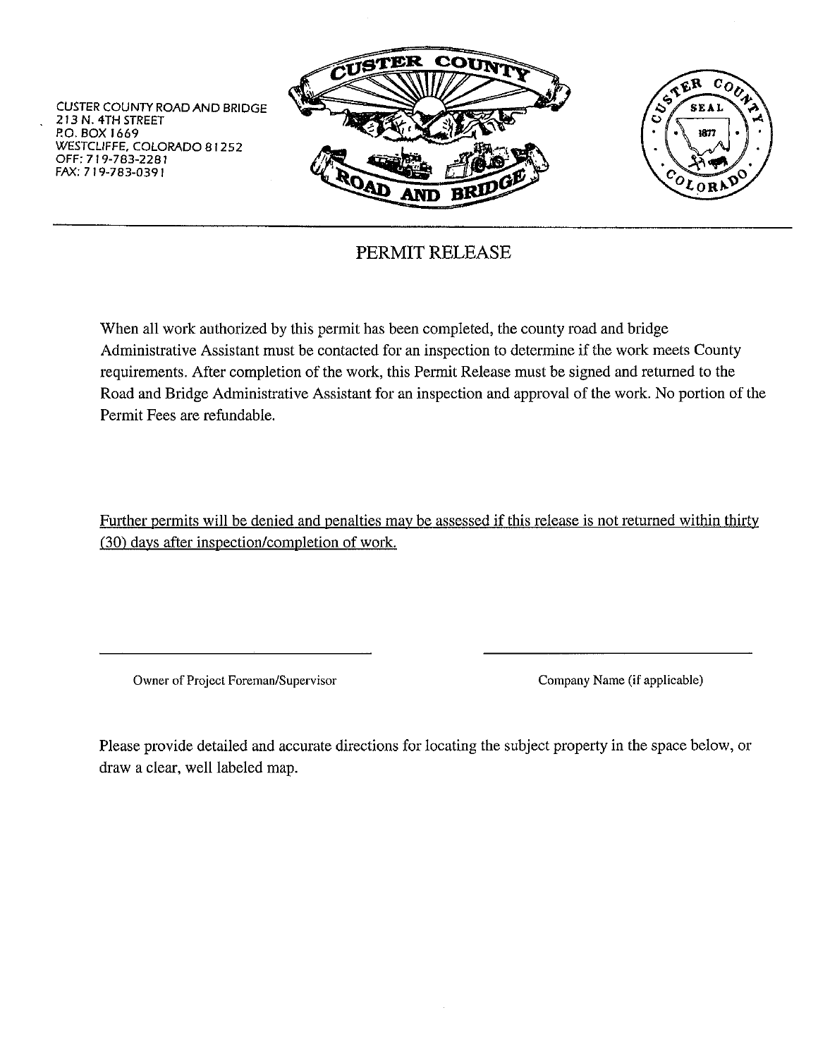CUSTER COUNTY ROAD AND BRIDGE
213 N. 4TH STREET
P.O. BOX 1669
WESTCLIFFE, COLORADO 81252
OFF: 719-783-2281
FAX: 719-783-0391

# PERMIT RELEASE

When all work authorized by this permit has been completed, the county road and bridge Administrative Assistant must be contacted for an inspection to determine if the work meets County requirements. After completion of the work, this Permit Release must be signed and returned to the Road and Bridge Administrative Assistant for an inspection and approval of the work. No portion of the Permit Fees are refundable.

<u>Further permits will be denied and penalties may be assessed if this release is not returned within thirty (30) days after inspection/completion of work.</u>

\_\_\_\_\_\_\_\_\_\_\_\_\_\_\_\_\_\_\_\_\_\_\_\_\_\_\_\_\_\_ \_\_\_\_\_\_\_\_\_\_\_\_\_\_\_\_\_\_\_\_\_\_\_\_\_\_\_\_\_\_

Owner of Project Foreman/Supervisor | Company Name (if applicable)

Please provide detailed and accurate directions for locating the subject property in the space below, or draw a clear, well labeled map.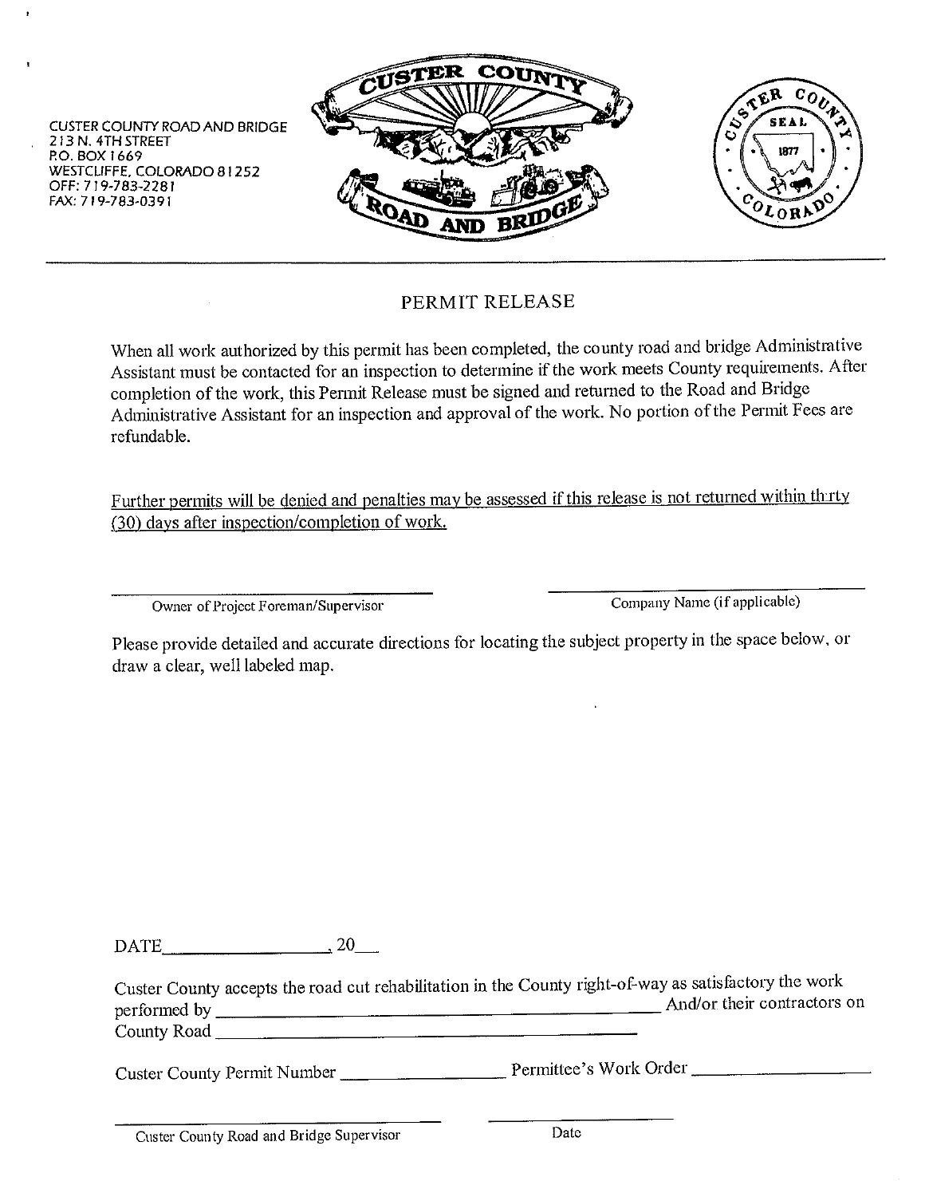CUSTER COUNTY ROAD AND BRIDGE
213 N. 4TH STREET
P.O. BOX 1669
WESTCLIFFE, COLORADO 81252
OFF: 719-783-2281
FAX: 719-783-0391

# PERMIT RELEASE

When all work authorized by this permit has been completed, the county road and bridge Administrative Assistant must be contacted for an inspection to determine if the work meets County requirements. After completion of the work, this Permit Release must be signed and returned to the Road and Bridge Administrative Assistant for an inspection and approval of the work. No portion of the Permit Fees are refundable.

Further permits will be denied and penalties may be assessed if this release is not returned within thirty (30) days after inspection/completion of work.

\_\_\_\_\_\_\_\_\_\_\_\_\_\_\_\_\_\_\_\_\_\_\_\_\_\_\_\_\_\_\_\_ \_\_\_\_\_\_\_\_\_\_\_\_\_\_\_\_\_\_\_\_\_\_\_\_\_\_\_\_\_\_\_\_
Owner of Project Foreman/Supervisor Company Name (if applicable)

Please provide detailed and accurate directions for locating the subject property in the space below, or draw a clear, well labeled map.

DATE\_\_\_\_\_\_\_\_\_\_\_\_\_\_\_\_, 20\_\_

Custer County accepts the road cut rehabilitation in the County right-of-way as satisfactory the work performed by \_\_\_\_\_\_\_\_\_\_\_\_\_\_\_\_\_\_\_\_\_\_\_\_\_\_\_\_\_\_\_\_\_\_\_\_\_\_\_\_ And/or their contractors on County Road \_\_\_\_\_\_\_\_\_\_\_\_\_\_\_\_\_\_\_\_\_\_\_\_\_\_\_\_\_\_\_\_\_\_\_\_

Custer County Permit Number \_\_\_\_\_\_\_\_\_\_\_\_\_\_\_\_ Permittee's Work Order \_\_\_\_\_\_\_\_\_\_\_\_\_\_\_\_

\_\_\_\_\_\_\_\_\_\_\_\_\_\_\_\_\_\_\_\_\_\_\_\_\_\_\_\_\_\_\_\_ \_\_\_\_\_\_\_\_\_\_\_\_\_\_\_\_
Custer County Road and Bridge Supervisor Date